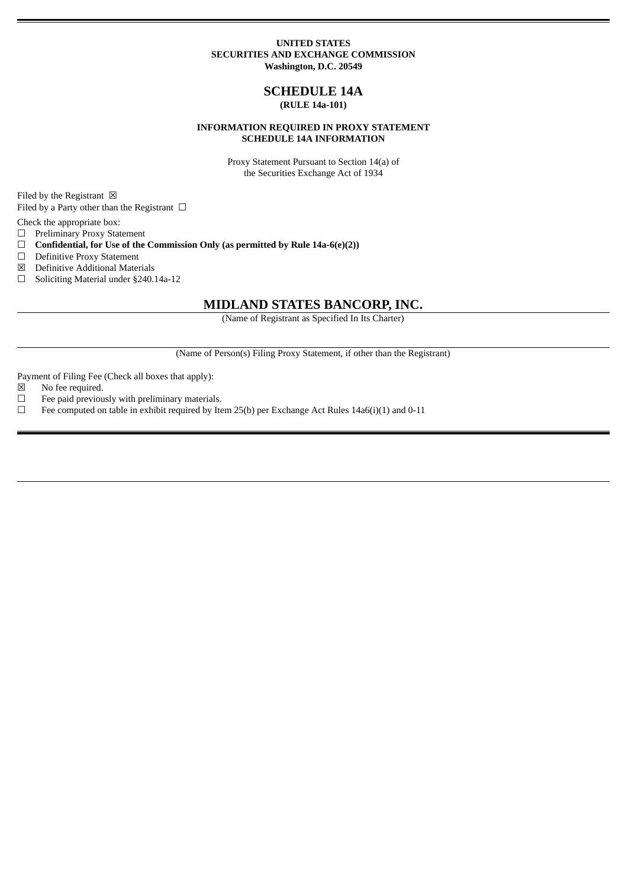**UNITED STATES**
**SECURITIES AND EXCHANGE COMMISSION**
**Washington, D.C. 20549**

# SCHEDULE 14A

**(RULE 14a-101)**

**INFORMATION REQUIRED IN PROXY STATEMENT**
**SCHEDULE 14A INFORMATION**

Proxy Statement Pursuant to Section 14(a) of
the Securities Exchange Act of 1934

Filed by the Registrant ☒
Filed by a Party other than the Registrant ☐

Check the appropriate box:

☐ Preliminary Proxy Statement
☐ **Confidential, for Use of the Commission Only (as permitted by Rule 14a-6(e)(2))**
☐ Definitive Proxy Statement
☒ Definitive Additional Materials
☐ Soliciting Material under §240.14a-12

## MIDLAND STATES BANCORP, INC.

(Name of Registrant as Specified In Its Charter)

(Name of Person(s) Filing Proxy Statement, if other than the Registrant)

Payment of Filing Fee (Check all boxes that apply):

☒ No fee required.
☐ Fee paid previously with preliminary materials.
☐ Fee computed on table in exhibit required by Item 25(b) per Exchange Act Rules 14a6(i)(1) and 0-11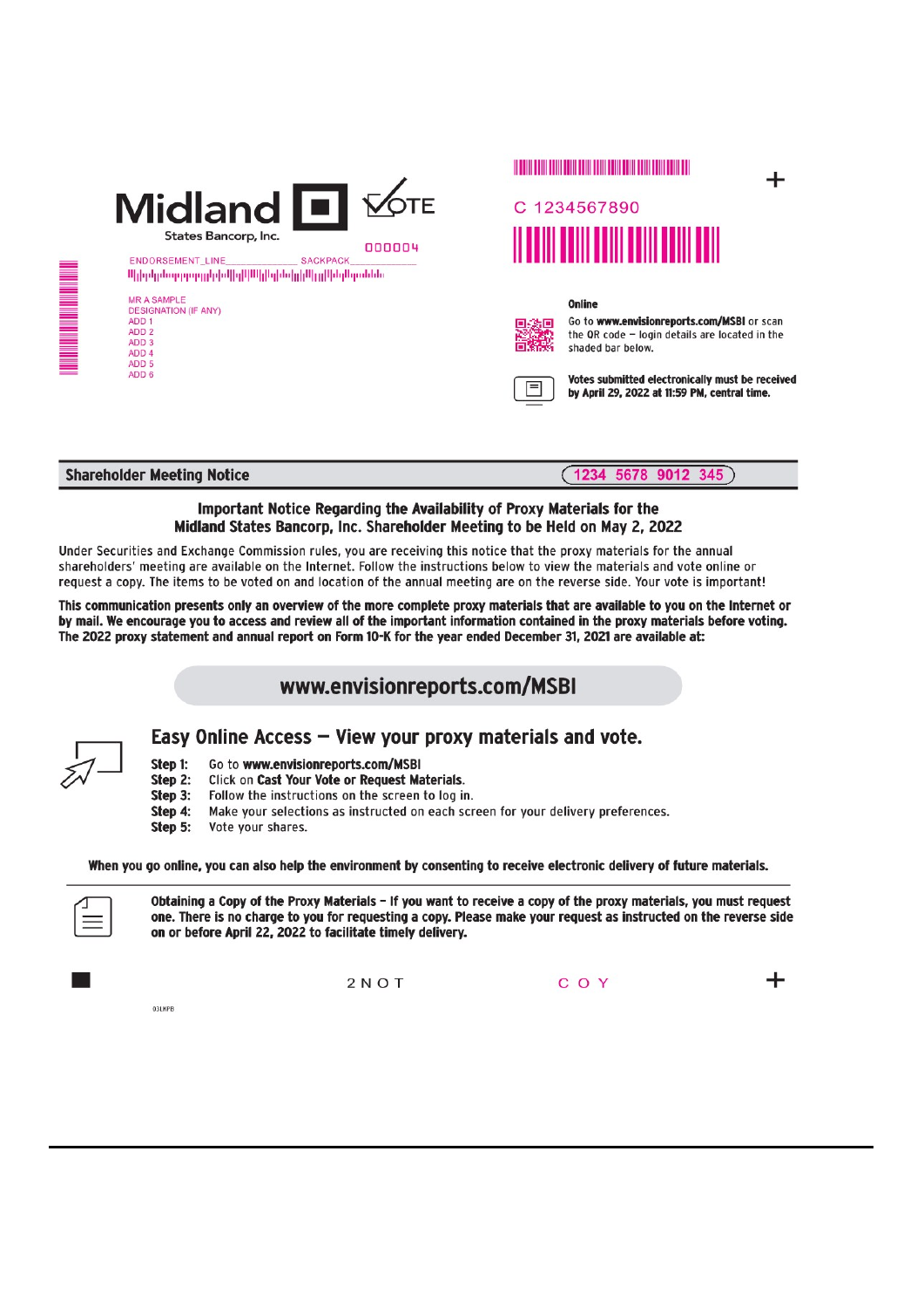**Midland States Bancorp, Inc.** VOTE

000004

ENDORSEMENT_LINE______________ SACKPACK_______________

MR A SAMPLE
DESIGNATION (IF ANY)
ADD 1
ADD 2
ADD 3
ADD 4
ADD 5
ADD 6

C 1234567890

**Online**

Go to **www.envisionreports.com/MSBI** or scan the QR code – login details are located in the shaded bar below.

**Votes submitted electronically must be received by April 29, 2022 at 11:59 PM, central time.**

## Shareholder Meeting Notice

1234 5678 9012 345

### Important Notice Regarding the Availability of Proxy Materials for the Midland States Bancorp, Inc. Shareholder Meeting to be Held on May 2, 2022

Under Securities and Exchange Commission rules, you are receiving this notice that the proxy materials for the annual shareholders' meeting are available on the Internet. Follow the instructions below to view the materials and vote online or request a copy. The items to be voted on and location of the annual meeting are on the reverse side. Your vote is important!

**This communication presents only an overview of the more complete proxy materials that are available to you on the Internet or by mail. We encourage you to access and review all of the important information contained in the proxy materials before voting. The 2022 proxy statement and annual report on Form 10-K for the year ended December 31, 2021 are available at:**

## www.envisionreports.com/MSBI

### Easy Online Access — View your proxy materials and vote.

**Step 1:** Go to **www.envisionreports.com/MSBI**
**Step 2:** Click on **Cast Your Vote or Request Materials**.
**Step 3:** Follow the instructions on the screen to log in.
**Step 4:** Make your selections as instructed on each screen for your delivery preferences.
**Step 5:** Vote your shares.

**When you go online, you can also help the environment by consenting to receive electronic delivery of future materials.**

**Obtaining a Copy of the Proxy Materials – If you want to receive a copy of the proxy materials, you must request one. There is no charge to you for requesting a copy. Please make your request as instructed on the reverse side on or before April 22, 2022 to facilitate timely delivery.**

2 N O T C O Y

03LKPB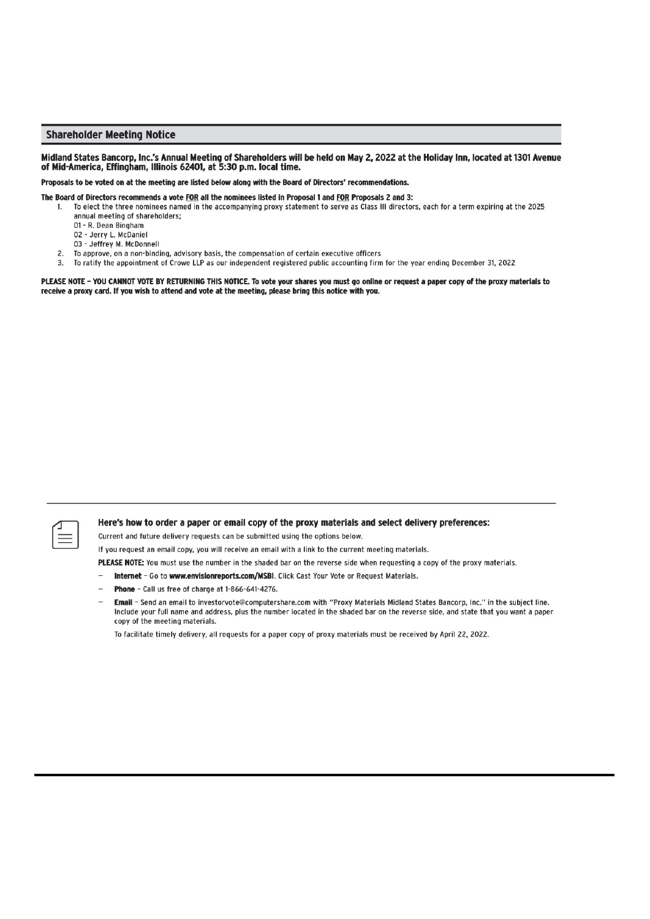## Shareholder Meeting Notice

**Midland States Bancorp, Inc.'s Annual Meeting of Shareholders will be held on May 2, 2022 at the Holiday Inn, located at 1301 Avenue of Mid-America, Effingham, Illinois 62401, at 5:30 p.m. local time.**

**Proposals to be voted on at the meeting are listed below along with the Board of Directors' recommendations.**

**The Board of Directors recommends a vote FOR all the nominees listed in Proposal 1 and FOR Proposals 2 and 3:**

1. To elect the three nominees named in the accompanying proxy statement to serve as Class III directors, each for a term expiring at the 2025 annual meeting of shareholders;
   01 - R. Dean Bingham
   02 - Jerry L. McDaniel
   03 - Jeffrey M. McDonnell
2. To approve, on a non-binding, advisory basis, the compensation of certain executive officers
3. To ratify the appointment of Crowe LLP as our independent registered public accounting firm for the year ending December 31, 2022

**PLEASE NOTE – YOU CANNOT VOTE BY RETURNING THIS NOTICE. To vote your shares you must go online or request a paper copy of the proxy materials to receive a proxy card. If you wish to attend and vote at the meeting, please bring this notice with you.**

---

**Here's how to order a paper or email copy of the proxy materials and select delivery preferences:**

Current and future delivery requests can be submitted using the options below.

If you request an email copy, you will receive an email with a link to the current meeting materials.

**PLEASE NOTE:** You must use the number in the shaded bar on the reverse side when requesting a copy of the proxy materials.

- **Internet** – Go to **www.envisionreports.com/MSBI**. Click Cast Your Vote or Request Materials.
- **Phone** – Call us free of charge at 1-866-641-4276.
- **Email** – Send an email to investorvote@computershare.com with "Proxy Materials Midland States Bancorp, Inc." in the subject line. Include your full name and address, plus the number located in the shaded bar on the reverse side, and state that you want a paper copy of the meeting materials.

  To facilitate timely delivery, all requests for a paper copy of proxy materials must be received by April 22, 2022.